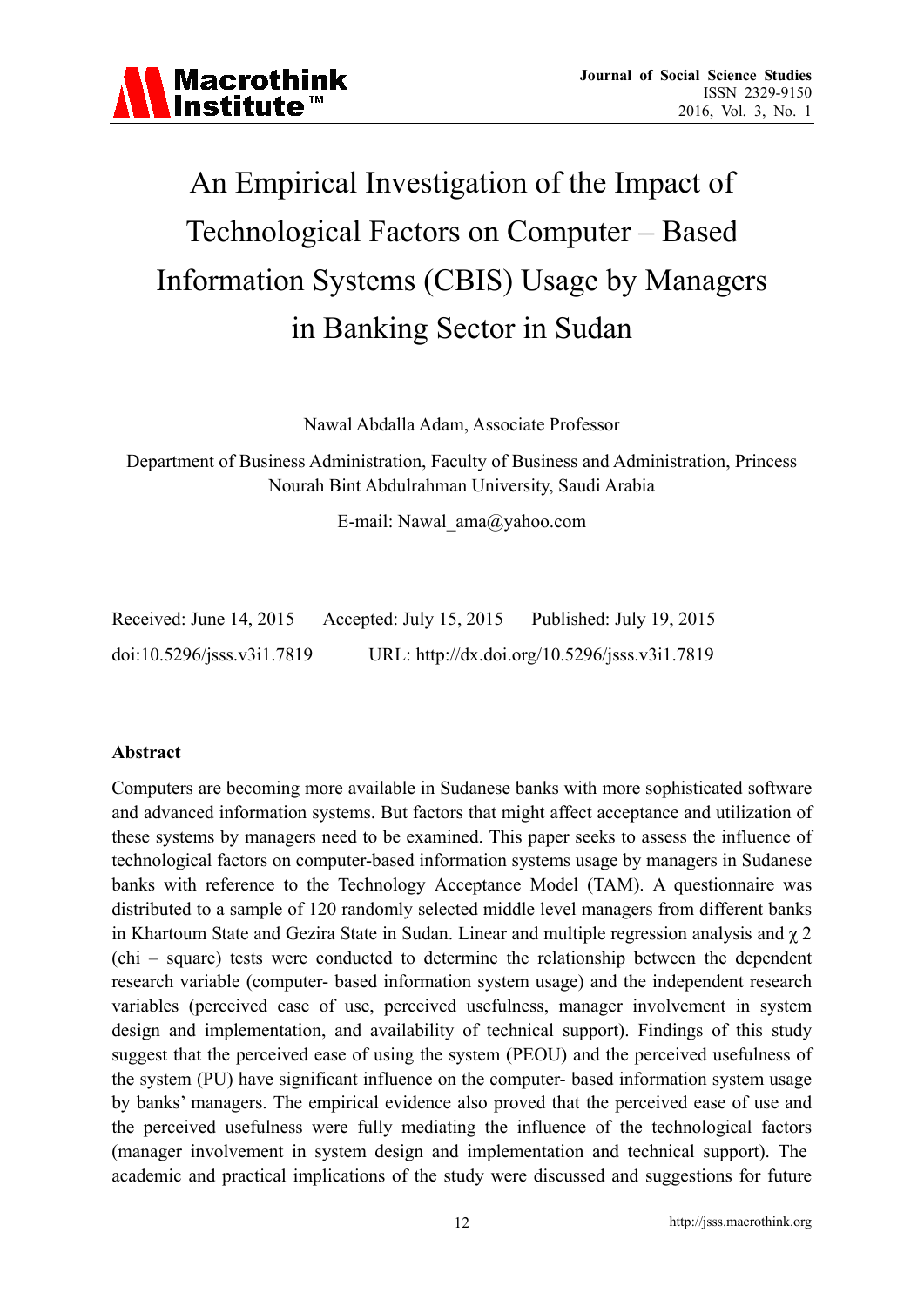# An Empirical Investigation of the Impact of Technological Factors on Computer – Based Information Systems (CBIS) Usage by Managers in Banking Sector in Sudan

Nawal Abdalla Adam, Associate Professor

Department of Business Administration, Faculty of Business and Administration, Princess Nourah Bint Abdulrahman University, Saudi Arabia

E-mail: Nawal_ama@yahoo.com

Received: June 14, 2015 Accepted: July 15, 2015 Published: July 19, 2015

doi:10.5296/jsss.v3i1.7819 URL: http://dx.doi.org/10.5296/jsss.v3i1.7819

## Abstract

Computers are becoming more available in Sudanese banks with more sophisticated software and advanced information systems. But factors that might affect acceptance and utilization of these systems by managers need to be examined. This paper seeks to assess the influence of technological factors on computer-based information systems usage by managers in Sudanese banks with reference to the Technology Acceptance Model (TAM). A questionnaire was distributed to a sample of 120 randomly selected middle level managers from different banks in Khartoum State and Gezira State in Sudan. Linear and multiple regression analysis and $\chi$ 2 (chi – square) tests were conducted to determine the relationship between the dependent research variable (computer- based information system usage) and the independent research variables (perceived ease of use, perceived usefulness, manager involvement in system design and implementation, and availability of technical support). Findings of this study suggest that the perceived ease of using the system (PEOU) and the perceived usefulness of the system (PU) have significant influence on the computer- based information system usage by banks' managers. The empirical evidence also proved that the perceived ease of use and the perceived usefulness were fully mediating the influence of the technological factors (manager involvement in system design and implementation and technical support). The academic and practical implications of the study were discussed and suggestions for future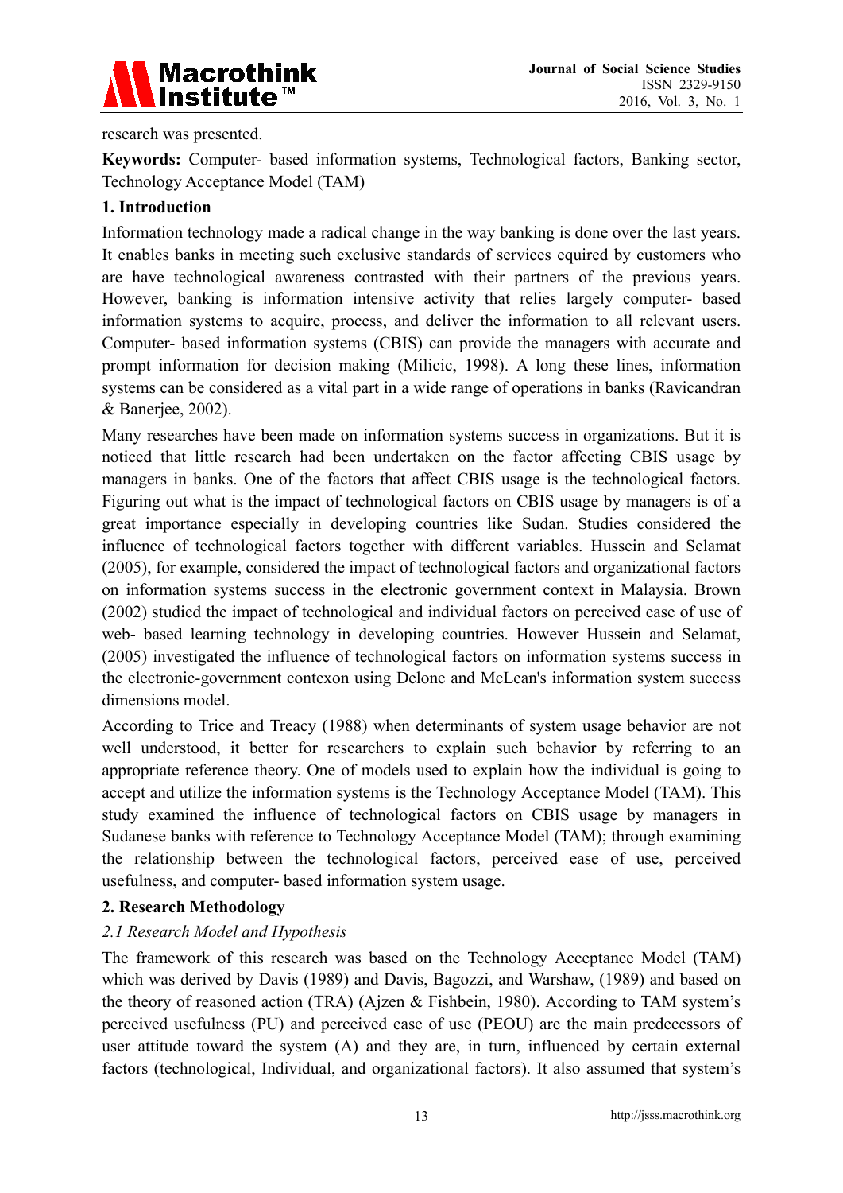research was presented.

**Keywords:** Computer- based information systems, Technological factors, Banking sector, Technology Acceptance Model (TAM)

## 1. Introduction

Information technology made a radical change in the way banking is done over the last years. It enables banks in meeting such exclusive standards of services equired by customers who are have technological awareness contrasted with their partners of the previous years. However, banking is information intensive activity that relies largely computer- based information systems to acquire, process, and deliver the information to all relevant users. Computer- based information systems (CBIS) can provide the managers with accurate and prompt information for decision making (Milicic, 1998). A long these lines, information systems can be considered as a vital part in a wide range of operations in banks (Ravicandran & Banerjee, 2002).

Many researches have been made on information systems success in organizations. But it is noticed that little research had been undertaken on the factor affecting CBIS usage by managers in banks. One of the factors that affect CBIS usage is the technological factors. Figuring out what is the impact of technological factors on CBIS usage by managers is of a great importance especially in developing countries like Sudan. Studies considered the influence of technological factors together with different variables. Hussein and Selamat (2005), for example, considered the impact of technological factors and organizational factors on information systems success in the electronic government context in Malaysia. Brown (2002) studied the impact of technological and individual factors on perceived ease of use of web- based learning technology in developing countries. However Hussein and Selamat, (2005) investigated the influence of technological factors on information systems success in the electronic-government contexon using Delone and McLean's information system success dimensions model.

According to Trice and Treacy (1988) when determinants of system usage behavior are not well understood, it better for researchers to explain such behavior by referring to an appropriate reference theory. One of models used to explain how the individual is going to accept and utilize the information systems is the Technology Acceptance Model (TAM). This study examined the influence of technological factors on CBIS usage by managers in Sudanese banks with reference to Technology Acceptance Model (TAM); through examining the relationship between the technological factors, perceived ease of use, perceived usefulness, and computer- based information system usage.

## 2. Research Methodology

### *2.1 Research Model and Hypothesis*

The framework of this research was based on the Technology Acceptance Model (TAM) which was derived by Davis (1989) and Davis, Bagozzi, and Warshaw, (1989) and based on the theory of reasoned action (TRA) (Ajzen & Fishbein, 1980). According to TAM system's perceived usefulness (PU) and perceived ease of use (PEOU) are the main predecessors of user attitude toward the system (A) and they are, in turn, influenced by certain external factors (technological, Individual, and organizational factors). It also assumed that system's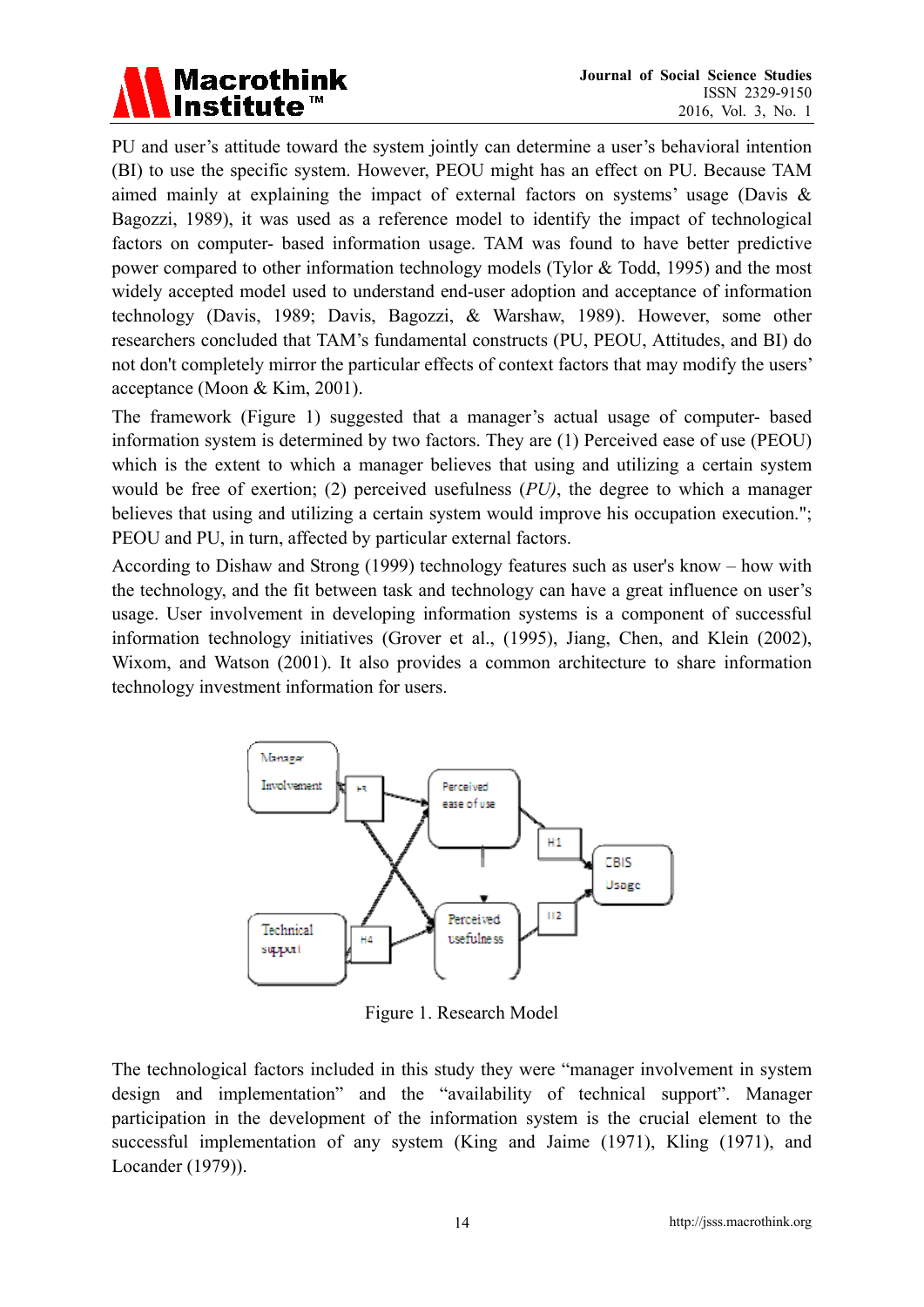PU and user's attitude toward the system jointly can determine a user's behavioral intention (BI) to use the specific system. However, PEOU might has an effect on PU. Because TAM aimed mainly at explaining the impact of external factors on systems' usage (Davis & Bagozzi, 1989), it was used as a reference model to identify the impact of technological factors on computer- based information usage. TAM was found to have better predictive power compared to other information technology models (Tylor & Todd, 1995) and the most widely accepted model used to understand end-user adoption and acceptance of information technology (Davis, 1989; Davis, Bagozzi, & Warshaw, 1989). However, some other researchers concluded that TAM's fundamental constructs (PU, PEOU, Attitudes, and BI) do not don't completely mirror the particular effects of context factors that may modify the users' acceptance (Moon & Kim, 2001).

The framework (Figure 1) suggested that a manager's actual usage of computer- based information system is determined by two factors. They are (1) Perceived ease of use (PEOU) which is the extent to which a manager believes that using and utilizing a certain system would be free of exertion; (2) perceived usefulness (*PU)*, the degree to which a manager believes that using and utilizing a certain system would improve his occupation execution."; PEOU and PU, in turn, affected by particular external factors.

According to Dishaw and Strong (1999) technology features such as user's know – how with the technology, and the fit between task and technology can have a great influence on user's usage. User involvement in developing information systems is a component of successful information technology initiatives (Grover et al., (1995), Jiang, Chen, and Klein (2002), Wixom, and Watson (2001). It also provides a common architecture to share information technology investment information for users.

Figure 1. Research Model

The technological factors included in this study they were "manager involvement in system design and implementation" and the "availability of technical support". Manager participation in the development of the information system is the crucial element to the successful implementation of any system (King and Jaime (1971), Kling (1971), and Locander (1979)).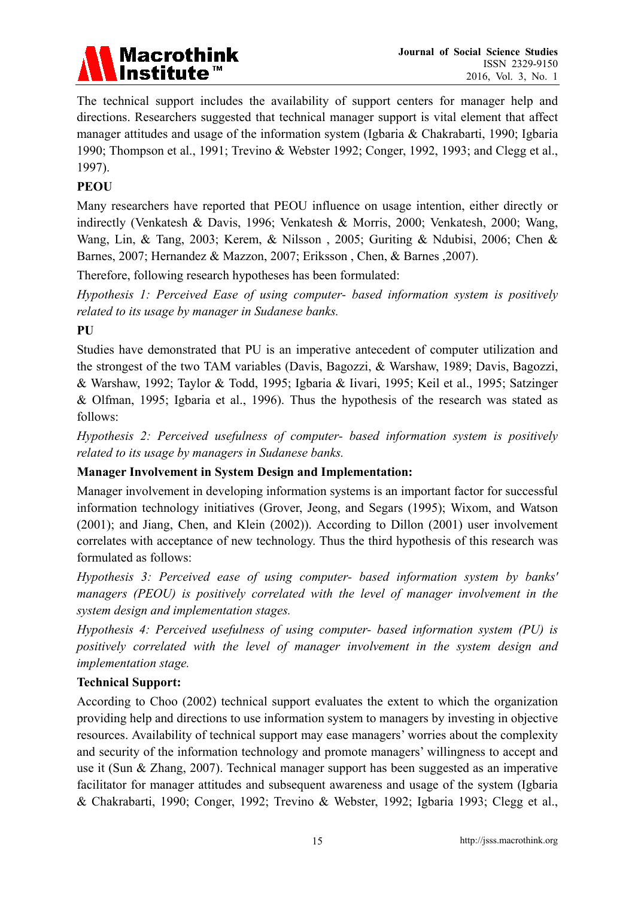The technical support includes the availability of support centers for manager help and directions. Researchers suggested that technical manager support is vital element that affect manager attitudes and usage of the information system (Igbaria & Chakrabarti, 1990; Igbaria 1990; Thompson et al., 1991; Trevino & Webster 1992; Conger, 1992, 1993; and Clegg et al., 1997).

**PEOU**

Many researchers have reported that PEOU influence on usage intention, either directly or indirectly (Venkatesh & Davis, 1996; Venkatesh & Morris, 2000; Venkatesh, 2000; Wang, Wang, Lin, & Tang, 2003; Kerem, & Nilsson , 2005; Guriting & Ndubisi, 2006; Chen & Barnes, 2007; Hernandez & Mazzon, 2007; Eriksson , Chen, & Barnes ,2007).

Therefore, following research hypotheses has been formulated:

*Hypothesis 1: Perceived Ease of using computer- based information system is positively related to its usage by manager in Sudanese banks.*

**PU**

Studies have demonstrated that PU is an imperative antecedent of computer utilization and the strongest of the two TAM variables (Davis, Bagozzi, & Warshaw, 1989; Davis, Bagozzi, & Warshaw, 1992; Taylor & Todd, 1995; Igbaria & Iivari, 1995; Keil et al., 1995; Satzinger & Olfman, 1995; Igbaria et al., 1996). Thus the hypothesis of the research was stated as follows:

*Hypothesis 2: Perceived usefulness of computer- based information system is positively related to its usage by managers in Sudanese banks.*

**Manager Involvement in System Design and Implementation:**

Manager involvement in developing information systems is an important factor for successful information technology initiatives (Grover, Jeong, and Segars (1995); Wixom, and Watson (2001); and Jiang, Chen, and Klein (2002)). According to Dillon (2001) user involvement correlates with acceptance of new technology. Thus the third hypothesis of this research was formulated as follows:

*Hypothesis 3: Perceived ease of using computer- based information system by banks' managers (PEOU) is positively correlated with the level of manager involvement in the system design and implementation stages.*

*Hypothesis 4: Perceived usefulness of using computer- based information system (PU) is positively correlated with the level of manager involvement in the system design and implementation stage.*

**Technical Support:**

According to Choo (2002) technical support evaluates the extent to which the organization providing help and directions to use information system to managers by investing in objective resources. Availability of technical support may ease managers' worries about the complexity and security of the information technology and promote managers' willingness to accept and use it (Sun & Zhang, 2007). Technical manager support has been suggested as an imperative facilitator for manager attitudes and subsequent awareness and usage of the system (Igbaria & Chakrabarti, 1990; Conger, 1992; Trevino & Webster, 1992; Igbaria 1993; Clegg et al.,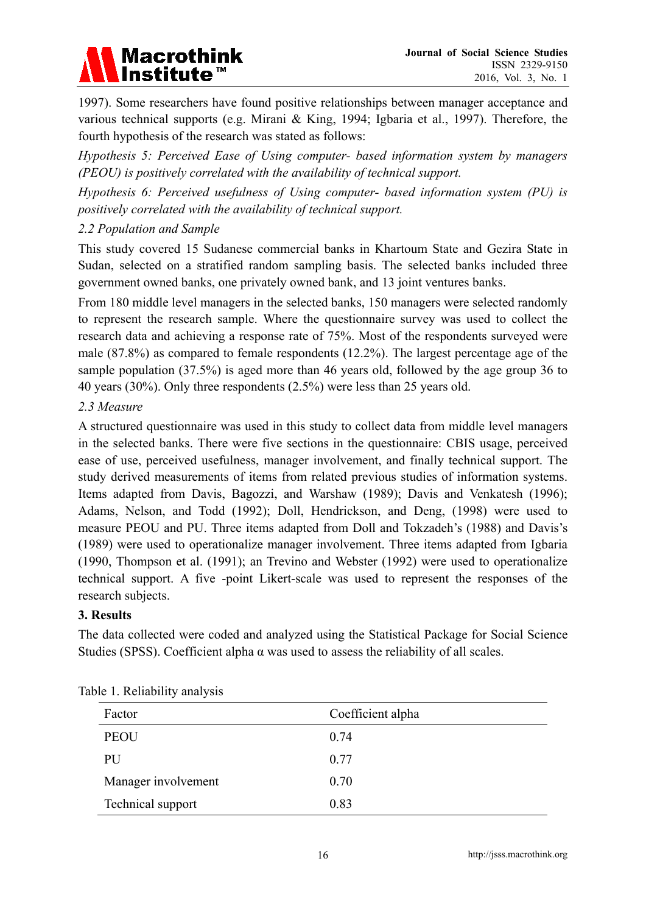1997). Some researchers have found positive relationships between manager acceptance and various technical supports (e.g. Mirani & King, 1994; Igbaria et al., 1997). Therefore, the fourth hypothesis of the research was stated as follows:

*Hypothesis 5: Perceived Ease of Using computer- based information system by managers (PEOU) is positively correlated with the availability of technical support.*

*Hypothesis 6: Perceived usefulness of Using computer- based information system (PU) is positively correlated with the availability of technical support.*

### 2.2 Population and Sample

This study covered 15 Sudanese commercial banks in Khartoum State and Gezira State in Sudan, selected on a stratified random sampling basis. The selected banks included three government owned banks, one privately owned bank, and 13 joint ventures banks.

From 180 middle level managers in the selected banks, 150 managers were selected randomly to represent the research sample. Where the questionnaire survey was used to collect the research data and achieving a response rate of 75%. Most of the respondents surveyed were male (87.8%) as compared to female respondents (12.2%). The largest percentage age of the sample population (37.5%) is aged more than 46 years old, followed by the age group 36 to 40 years (30%). Only three respondents (2.5%) were less than 25 years old.

### 2.3 Measure

A structured questionnaire was used in this study to collect data from middle level managers in the selected banks. There were five sections in the questionnaire: CBIS usage, perceived ease of use, perceived usefulness, manager involvement, and finally technical support. The study derived measurements of items from related previous studies of information systems. Items adapted from Davis, Bagozzi, and Warshaw (1989); Davis and Venkatesh (1996); Adams, Nelson, and Todd (1992); Doll, Hendrickson, and Deng, (1998) were used to measure PEOU and PU. Three items adapted from Doll and Tokzadeh's (1988) and Davis's (1989) were used to operationalize manager involvement. Three items adapted from Igbaria (1990, Thompson et al. (1991); an Trevino and Webster (1992) were used to operationalize technical support. A five -point Likert-scale was used to represent the responses of the research subjects.

## 3. Results

The data collected were coded and analyzed using the Statistical Package for Social Science Studies (SPSS). Coefficient alpha α was used to assess the reliability of all scales.

Table 1. Reliability analysis

| Factor | Coefficient alpha |
|---|---|
| PEOU | 0.74 |
| PU | 0.77 |
| Manager involvement | 0.70 |
| Technical support | 0.83 |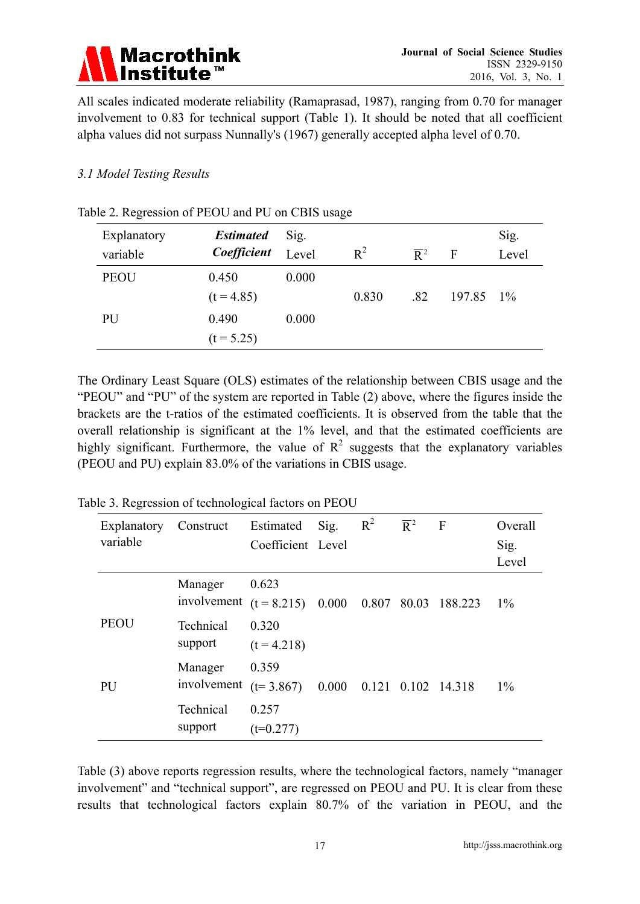All scales indicated moderate reliability (Ramaprasad, 1987), ranging from 0.70 for manager involvement to 0.83 for technical support (Table 1). It should be noted that all coefficient alpha values did not surpass Nunnally's (1967) generally accepted alpha level of 0.70.

### *3.1 Model Testing Results*

Table 2. Regression of PEOU and PU on CBIS usage

| Explanatory variable | ***Estimated Coefficient*** | Sig. Level | $R^2$ | $\overline{R}^2$ | F | Sig. Level |
|---|---|---|---|---|---|---|
| PEOU | 0.450 (t = 4.85) | 0.000 | 0.830 | .82 | 197.85 | 1% |
| PU | 0.490 (t = 5.25) | 0.000 | | | | |

The Ordinary Least Square (OLS) estimates of the relationship between CBIS usage and the "PEOU" and "PU" of the system are reported in Table (2) above, where the figures inside the brackets are the t-ratios of the estimated coefficients. It is observed from the table that the overall relationship is significant at the 1% level, and that the estimated coefficients are highly significant. Furthermore, the value of $R^2$ suggests that the explanatory variables (PEOU and PU) explain 83.0% of the variations in CBIS usage.

Table 3. Regression of technological factors on PEOU

| Explanatory variable | Construct | Estimated Coefficient | Sig. Level | $R^2$ | $\overline{R}^2$ | F | Overall Sig. Level |
|---|---|---|---|---|---|---|---|
| PEOU | Manager involvement | 0.623 (t = 8.215) | 0.000 | 0.807 | 80.03 | 188.223 | 1% |
| | Technical support | 0.320 (t = 4.218) | | | | | |
| PU | Manager involvement | 0.359 (t= 3.867) | 0.000 | 0.121 | 0.102 | 14.318 | 1% |
| | Technical support | 0.257 (t=0.277) | | | | | |

Table (3) above reports regression results, where the technological factors, namely "manager involvement" and "technical support", are regressed on PEOU and PU. It is clear from these results that technological factors explain 80.7% of the variation in PEOU, and the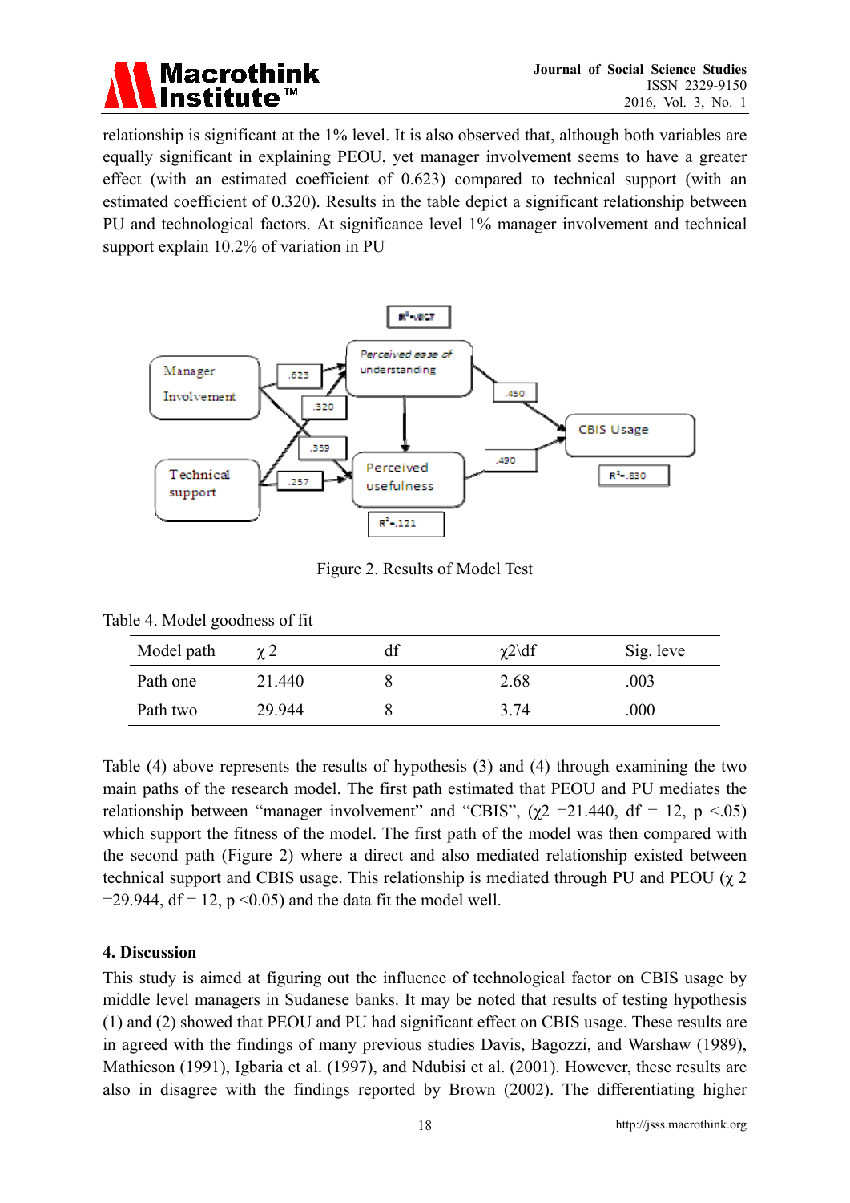relationship is significant at the 1% level. It is also observed that, although both variables are equally significant in explaining PEOU, yet manager involvement seems to have a greater effect (with an estimated coefficient of 0.623) compared to technical support (with an estimated coefficient of 0.320). Results in the table depict a significant relationship between PU and technological factors. At significance level 1% manager involvement and technical support explain 10.2% of variation in PU

Figure 2. Results of Model Test

Table 4. Model goodness of fit

| Model path | $\chi 2$ | df | $\chi2\backslash df$ | Sig. leve |
|---|---|---|---|---|
| Path one | 21.440 | 8 | 2.68 | .003 |
| Path two | 29.944 | 8 | 3.74 | .000 |

Table (4) above represents the results of hypothesis (3) and (4) through examining the two main paths of the research model. The first path estimated that PEOU and PU mediates the relationship between "manager involvement" and "CBIS", ($\chi 2$ =21.440, df = 12, p <.05) which support the fitness of the model. The first path of the model was then compared with the second path (Figure 2) where a direct and also mediated relationship existed between technical support and CBIS usage. This relationship is mediated through PU and PEOU ($\chi$ 2 =29.944, df = 12, p <0.05) and the data fit the model well.

### 4. Discussion

This study is aimed at figuring out the influence of technological factor on CBIS usage by middle level managers in Sudanese banks. It may be noted that results of testing hypothesis (1) and (2) showed that PEOU and PU had significant effect on CBIS usage. These results are in agreed with the findings of many previous studies Davis, Bagozzi, and Warshaw (1989), Mathieson (1991), Igbaria et al. (1997), and Ndubisi et al. (2001). However, these results are also in disagree with the findings reported by Brown (2002). The differentiating higher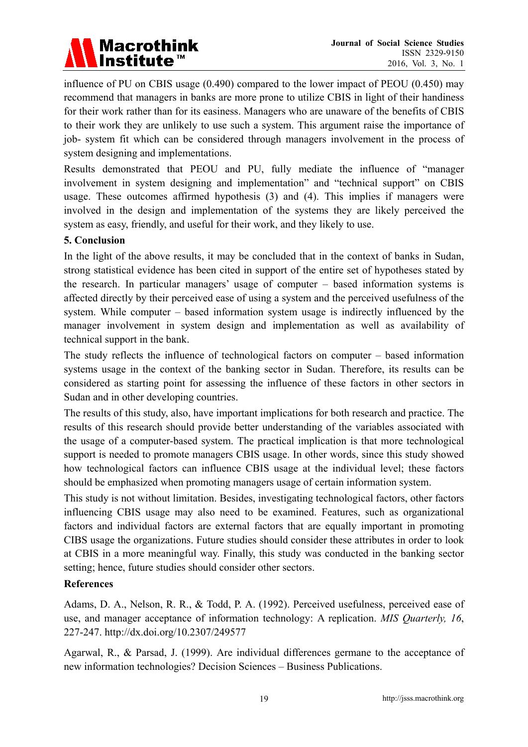influence of PU on CBIS usage (0.490) compared to the lower impact of PEOU (0.450) may recommend that managers in banks are more prone to utilize CBIS in light of their handiness for their work rather than for its easiness. Managers who are unaware of the benefits of CBIS to their work they are unlikely to use such a system. This argument raise the importance of job- system fit which can be considered through managers involvement in the process of system designing and implementations.

Results demonstrated that PEOU and PU, fully mediate the influence of "manager involvement in system designing and implementation" and "technical support" on CBIS usage. These outcomes affirmed hypothesis (3) and (4). This implies if managers were involved in the design and implementation of the systems they are likely perceived the system as easy, friendly, and useful for their work, and they likely to use.

## 5. Conclusion

In the light of the above results, it may be concluded that in the context of banks in Sudan, strong statistical evidence has been cited in support of the entire set of hypotheses stated by the research. In particular managers' usage of computer – based information systems is affected directly by their perceived ease of using a system and the perceived usefulness of the system. While computer – based information system usage is indirectly influenced by the manager involvement in system design and implementation as well as availability of technical support in the bank.

The study reflects the influence of technological factors on computer – based information systems usage in the context of the banking sector in Sudan. Therefore, its results can be considered as starting point for assessing the influence of these factors in other sectors in Sudan and in other developing countries.

The results of this study, also, have important implications for both research and practice. The results of this research should provide better understanding of the variables associated with the usage of a computer-based system. The practical implication is that more technological support is needed to promote managers CBIS usage. In other words, since this study showed how technological factors can influence CBIS usage at the individual level; these factors should be emphasized when promoting managers usage of certain information system.

This study is not without limitation. Besides, investigating technological factors, other factors influencing CBIS usage may also need to be examined. Features, such as organizational factors and individual factors are external factors that are equally important in promoting CIBS usage the organizations. Future studies should consider these attributes in order to look at CBIS in a more meaningful way. Finally, this study was conducted in the banking sector setting; hence, future studies should consider other sectors.

## References

Adams, D. A., Nelson, R. R., & Todd, P. A. (1992). Perceived usefulness, perceived ease of use, and manager acceptance of information technology: A replication. *MIS Quarterly, 16*, 227-247. http://dx.doi.org/10.2307/249577

Agarwal, R., & Parsad, J. (1999). Are individual differences germane to the acceptance of new information technologies? Decision Sciences – Business Publications.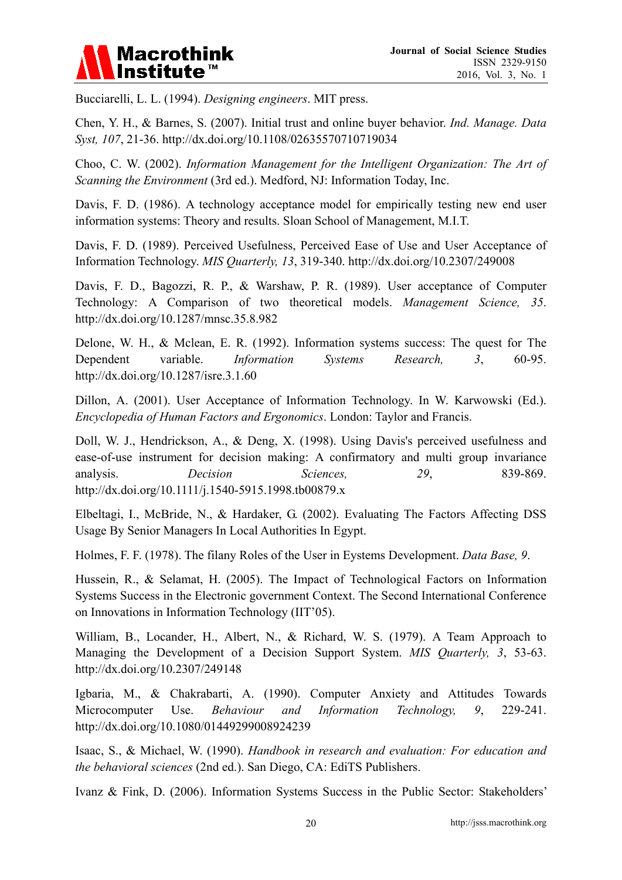Bucciarelli, L. L. (1994). *Designing engineers*. MIT press.

Chen, Y. H., & Barnes, S. (2007). Initial trust and online buyer behavior. *Ind. Manage. Data Syst, 107*, 21-36. http://dx.doi.org/10.1108/02635570710719034

Choo, C. W. (2002). *Information Management for the Intelligent Organization: The Art of Scanning the Environment* (3rd ed.). Medford, NJ: Information Today, Inc.

Davis, F. D. (1986). A technology acceptance model for empirically testing new end user information systems: Theory and results. Sloan School of Management, M.I.T.

Davis, F. D. (1989). Perceived Usefulness, Perceived Ease of Use and User Acceptance of Information Technology. *MIS Quarterly, 13*, 319-340. http://dx.doi.org/10.2307/249008

Davis, F. D., Bagozzi, R. P., & Warshaw, P. R. (1989). User acceptance of Computer Technology: A Comparison of two theoretical models. *Management Science, 35*. http://dx.doi.org/10.1287/mnsc.35.8.982

Delone, W. H., & Mclean, E. R. (1992). Information systems success: The quest for The Dependent variable. *Information Systems Research, 3*, 60-95. http://dx.doi.org/10.1287/isre.3.1.60

Dillon, A. (2001). User Acceptance of Information Technology. In W. Karwowski (Ed.). *Encyclopedia of Human Factors and Ergonomics*. London: Taylor and Francis.

Doll, W. J., Hendrickson, A., & Deng, X. (1998). Using Davis's perceived usefulness and ease-of-use instrument for decision making: A confirmatory and multi group invariance analysis. *Decision Sciences, 29*, 839-869. http://dx.doi.org/10.1111/j.1540-5915.1998.tb00879.x

Elbeltagi, I., McBride, N., & Hardaker, G. (2002). Evaluating The Factors Affecting DSS Usage By Senior Managers In Local Authorities In Egypt.

Holmes, F. F. (1978). The filany Roles of the User in Eystems Development. *Data Base, 9*.

Hussein, R., & Selamat, H. (2005). The Impact of Technological Factors on Information Systems Success in the Electronic government Context. The Second International Conference on Innovations in Information Technology (IIT'05).

William, B., Locander, H., Albert, N., & Richard, W. S. (1979). A Team Approach to Managing the Development of a Decision Support System. *MIS Quarterly, 3*, 53-63. http://dx.doi.org/10.2307/249148

Igbaria, M., & Chakrabarti, A. (1990). Computer Anxiety and Attitudes Towards Microcomputer Use. *Behaviour and Information Technology, 9*, 229-241. http://dx.doi.org/10.1080/01449299008924239

Isaac, S., & Michael, W. (1990). *Handbook in research and evaluation: For education and the behavioral sciences* (2nd ed.). San Diego, CA: EdiTS Publishers.

Ivanz & Fink, D. (2006). Information Systems Success in the Public Sector: Stakeholders'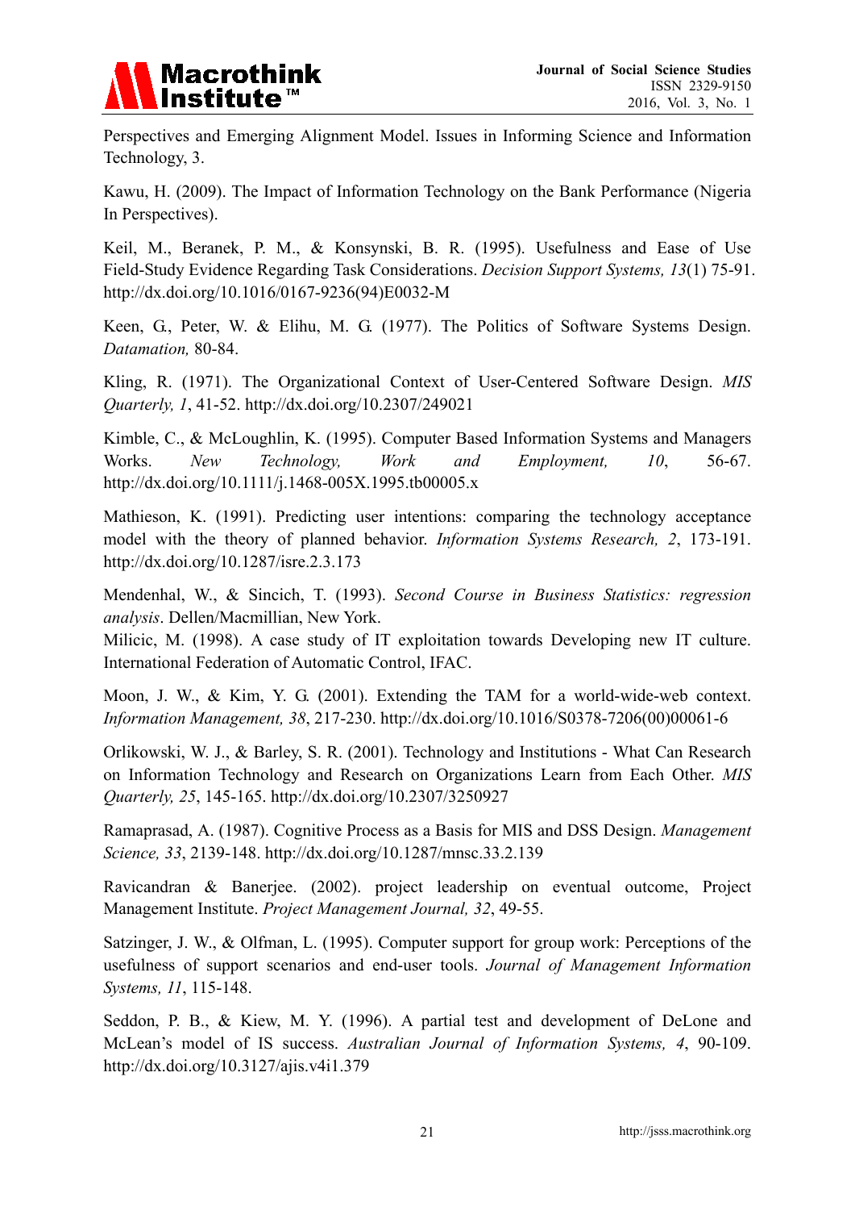Perspectives and Emerging Alignment Model. Issues in Informing Science and Information Technology, 3.

Kawu, H. (2009). The Impact of Information Technology on the Bank Performance (Nigeria In Perspectives).

Keil, M., Beranek, P. M., & Konsynski, B. R. (1995). Usefulness and Ease of Use Field-Study Evidence Regarding Task Considerations. *Decision Support Systems, 13*(1) 75-91. http://dx.doi.org/10.1016/0167-9236(94)E0032-M

Keen, G., Peter, W. & Elihu, M. G. (1977). The Politics of Software Systems Design. *Datamation,* 80-84.

Kling, R. (1971). The Organizational Context of User-Centered Software Design. *MIS Quarterly, 1*, 41-52. http://dx.doi.org/10.2307/249021

Kimble, C., & McLoughlin, K. (1995). Computer Based Information Systems and Managers Works. *New Technology, Work and Employment, 10*, 56-67. http://dx.doi.org/10.1111/j.1468-005X.1995.tb00005.x

Mathieson, K. (1991). Predicting user intentions: comparing the technology acceptance model with the theory of planned behavior. *Information Systems Research, 2*, 173-191. http://dx.doi.org/10.1287/isre.2.3.173

Mendenhal, W., & Sincich, T. (1993). *Second Course in Business Statistics: regression analysis*. Dellen/Macmillian, New York.

Milicic, M. (1998). A case study of IT exploitation towards Developing new IT culture. International Federation of Automatic Control, IFAC.

Moon, J. W., & Kim, Y. G. (2001). Extending the TAM for a world-wide-web context. *Information Management, 38*, 217-230. http://dx.doi.org/10.1016/S0378-7206(00)00061-6

Orlikowski, W. J., & Barley, S. R. (2001). Technology and Institutions - What Can Research on Information Technology and Research on Organizations Learn from Each Other. *MIS Quarterly, 25*, 145-165. http://dx.doi.org/10.2307/3250927

Ramaprasad, A. (1987). Cognitive Process as a Basis for MIS and DSS Design. *Management Science, 33*, 2139-148. http://dx.doi.org/10.1287/mnsc.33.2.139

Ravicandran & Banerjee. (2002). project leadership on eventual outcome, Project Management Institute. *Project Management Journal, 32*, 49-55.

Satzinger, J. W., & Olfman, L. (1995). Computer support for group work: Perceptions of the usefulness of support scenarios and end-user tools. *Journal of Management Information Systems, 11*, 115-148.

Seddon, P. B., & Kiew, M. Y. (1996). A partial test and development of DeLone and McLean's model of IS success. *Australian Journal of Information Systems, 4*, 90-109. http://dx.doi.org/10.3127/ajis.v4i1.379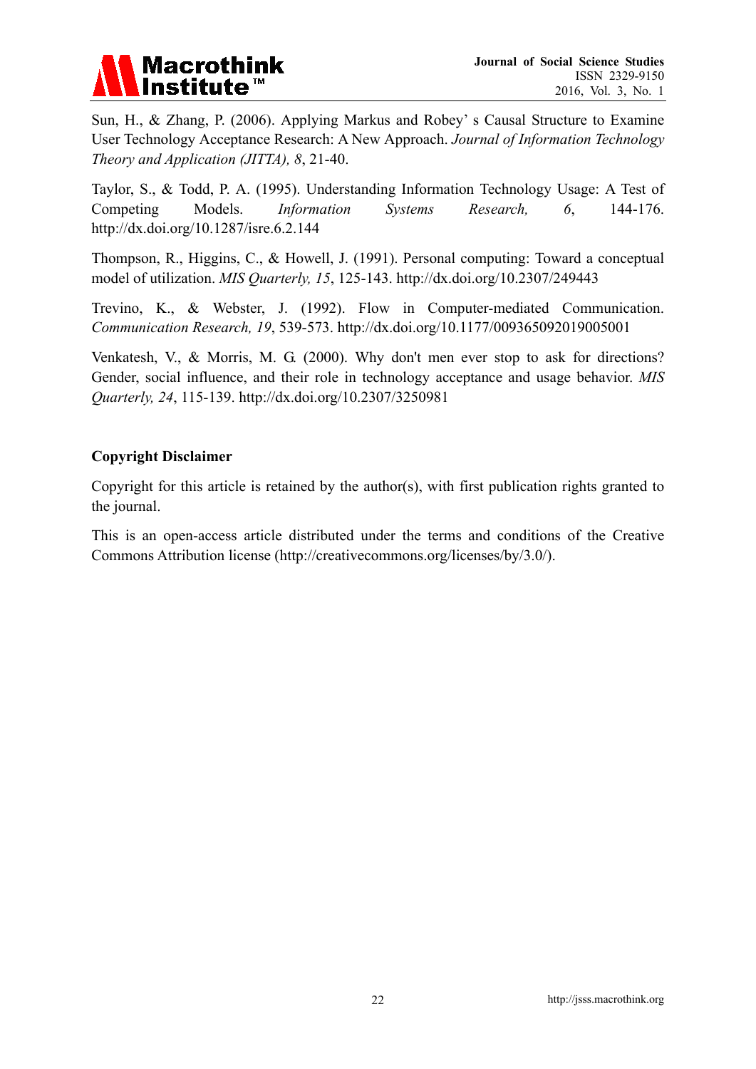Sun, H., & Zhang, P. (2006). Applying Markus and Robey' s Causal Structure to Examine User Technology Acceptance Research: A New Approach. *Journal of Information Technology Theory and Application (JITTA), 8*, 21-40.

Taylor, S., & Todd, P. A. (1995). Understanding Information Technology Usage: A Test of Competing Models. *Information Systems Research, 6*, 144-176. http://dx.doi.org/10.1287/isre.6.2.144

Thompson, R., Higgins, C., & Howell, J. (1991). Personal computing: Toward a conceptual model of utilization. *MIS Quarterly, 15*, 125-143. http://dx.doi.org/10.2307/249443

Trevino, K., & Webster, J. (1992). Flow in Computer-mediated Communication. *Communication Research, 19*, 539-573. http://dx.doi.org/10.1177/009365092019005001

Venkatesh, V., & Morris, M. G. (2000). Why don't men ever stop to ask for directions? Gender, social influence, and their role in technology acceptance and usage behavior. *MIS Quarterly, 24*, 115-139. http://dx.doi.org/10.2307/3250981

**Copyright Disclaimer**

Copyright for this article is retained by the author(s), with first publication rights granted to the journal.

This is an open-access article distributed under the terms and conditions of the Creative Commons Attribution license (http://creativecommons.org/licenses/by/3.0/).